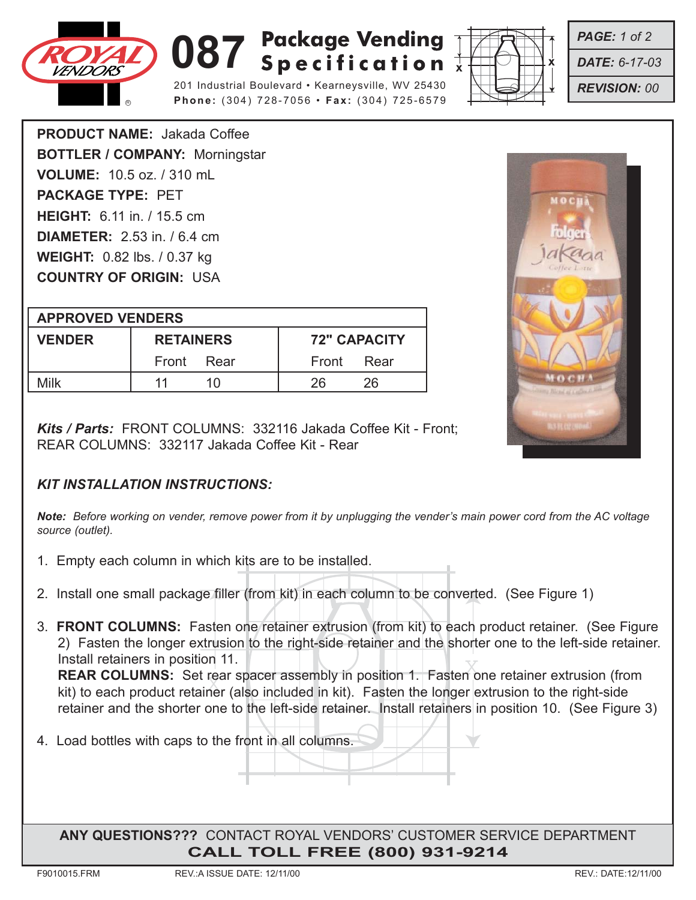# 087 Package Vending Specification

201 Industrial Boulevard • Kearneysville, WV 25430
**Phone:** (304) 728-7056 • **Fax:** (304) 725-6579

***PAGE:*** *1 of 2*
***DATE:*** *6-17-03*
***REVISION:*** *00*

**PRODUCT NAME:** Jakada Coffee
**BOTTLER / COMPANY:** Morningstar
**VOLUME:** 10.5 oz. / 310 mL
**PACKAGE TYPE:** PET
**HEIGHT:** 6.11 in. / 15.5 cm
**DIAMETER:** 2.53 in. / 6.4 cm
**WEIGHT:** 0.82 lbs. / 0.37 kg
**COUNTRY OF ORIGIN:** USA

| APPROVED VENDERS | | | | |
|---|---|---|---|---|
| **VENDER** | **RETAINERS** | | **72" CAPACITY** | |
| | Front | Rear | Front | Rear |
| Milk | 11 | 10 | 26 | 26 |

***Kits / Parts:*** FRONT COLUMNS: 332116 Jakada Coffee Kit - Front; REAR COLUMNS: 332117 Jakada Coffee Kit - Rear

### *KIT INSTALLATION INSTRUCTIONS:*

***Note:*** *Before working on vender, remove power from it by unplugging the vender's main power cord from the AC voltage source (outlet).*

1. Empty each column in which kits are to be installed.
2. Install one small package filler (from kit) in each column to be converted. (See Figure 1)
3. **FRONT COLUMNS:** Fasten one retainer extrusion (from kit) to each product retainer. (See Figure 2) Fasten the longer extrusion to the right-side retainer and the shorter one to the left-side retainer. Install retainers in position 11.
   **REAR COLUMNS:** Set rear spacer assembly in position 1. Fasten one retainer extrusion (from kit) to each product retainer (also included in kit). Fasten the longer extrusion to the right-side retainer and the shorter one to the left-side retainer. Install retainers in position 10. (See Figure 3)
4. Load bottles with caps to the front in all columns.

**ANY QUESTIONS???** CONTACT ROYAL VENDORS' CUSTOMER SERVICE DEPARTMENT
**CALL TOLL FREE (800) 931-9214**

F9010015.FRM REV.:A ISSUE DATE: 12/11/00 REV.: DATE:12/11/00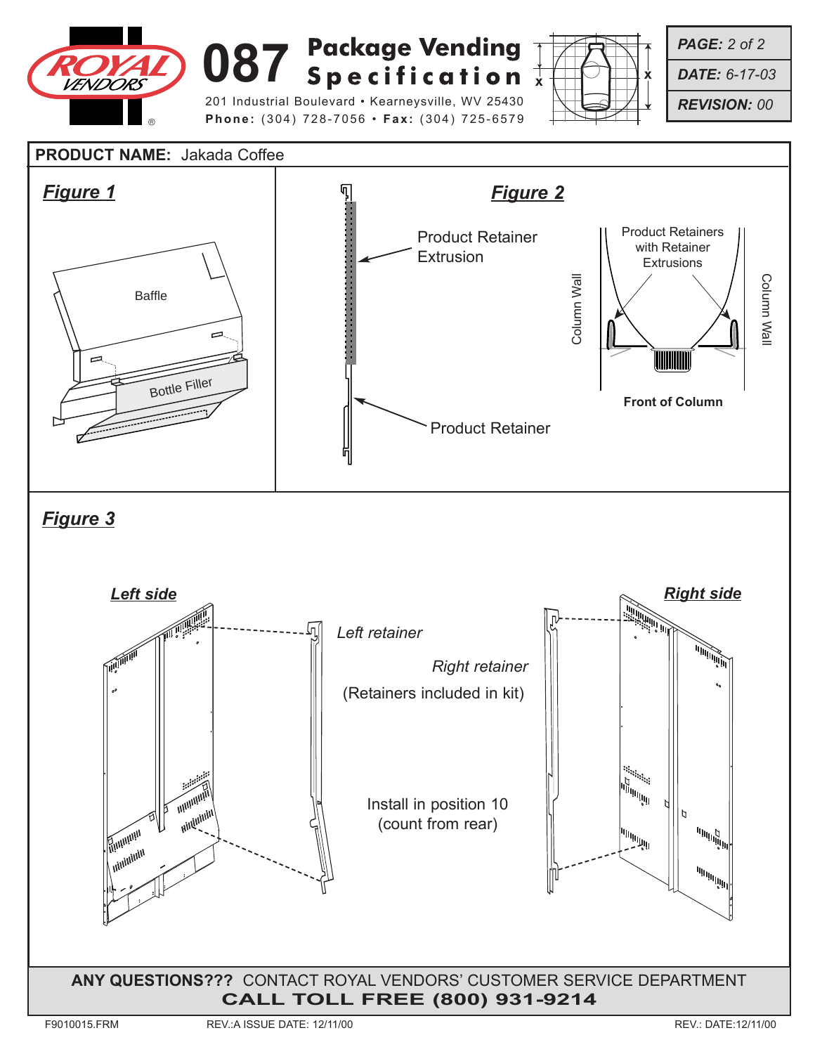ROYAL VENDORS®

# 087 Package Vending Specification

201 Industrial Boulevard • Kearneysville, WV 25430
**Phone:** (304) 728-7056 • **Fax:** (304) 725-6579

x

x

***PAGE:*** *2 of 2*

***DATE:*** *6-17-03*

***REVISION:*** *00*

**PRODUCT NAME:** Jakada Coffee

## *Figure 1*

Baffle

Bottle Filler

## *Figure 2*

Product Retainer Extrusion

Product Retainer

Product Retainers with Retainer Extrusions

Column Wall

Column Wall

**Front of Column**

## *Figure 3*

*Left side*

*Left retainer*

*Right retainer*

(Retainers included in kit)

Install in position 10 (count from rear)

*Right side*

**ANY QUESTIONS???** CONTACT ROYAL VENDORS' CUSTOMER SERVICE DEPARTMENT

**CALL TOLL FREE (800) 931-9214**

F9010015.FRM REV.:A ISSUE DATE: 12/11/00 REV.: DATE:12/11/00